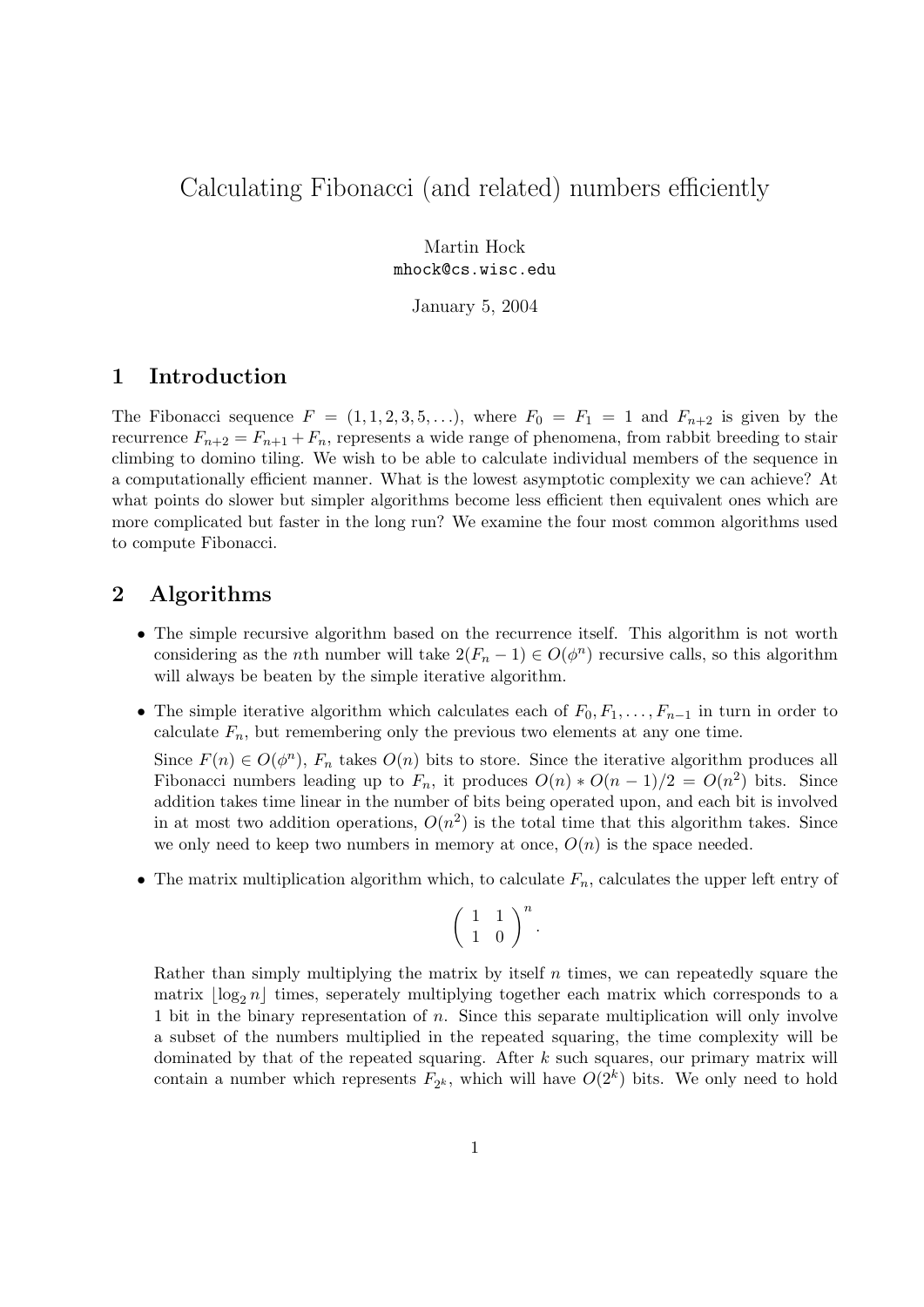# Calculating Fibonacci (and related) numbers efficiently

Martin Hock
mhock@cs.wisc.edu

January 5, 2004

## 1 Introduction

The Fibonacci sequence $F = (1, 1, 2, 3, 5, \ldots)$, where $F_0 = F_1 = 1$ and $F_{n+2}$ is given by the recurrence $F_{n+2} = F_{n+1} + F_n$, represents a wide range of phenomena, from rabbit breeding to stair climbing to domino tiling. We wish to be able to calculate individual members of the sequence in a computationally efficient manner. What is the lowest asymptotic complexity we can achieve? At what points do slower but simpler algorithms become less efficient then equivalent ones which are more complicated but faster in the long run? We examine the four most common algorithms used to compute Fibonacci.

## 2 Algorithms

- The simple recursive algorithm based on the recurrence itself. This algorithm is not worth considering as the $n$th number will take $2(F_n - 1) \in O(\phi^n)$ recursive calls, so this algorithm will always be beaten by the simple iterative algorithm.

- The simple iterative algorithm which calculates each of $F_0, F_1, \ldots, F_{n-1}$ in turn in order to calculate $F_n$, but remembering only the previous two elements at any one time.

  Since $F(n) \in O(\phi^n)$, $F_n$ takes $O(n)$ bits to store. Since the iterative algorithm produces all Fibonacci numbers leading up to $F_n$, it produces $O(n) * O(n-1)/2 = O(n^2)$ bits. Since addition takes time linear in the number of bits being operated upon, and each bit is involved in at most two addition operations, $O(n^2)$ is the total time that this algorithm takes. Since we only need to keep two numbers in memory at once, $O(n)$ is the space needed.

- The matrix multiplication algorithm which, to calculate $F_n$, calculates the upper left entry of

  $$\begin{pmatrix} 1 & 1 \\ 1 & 0 \end{pmatrix}^n.$$

  Rather than simply multiplying the matrix by itself $n$ times, we can repeatedly square the matrix $\lfloor \log_2 n \rfloor$ times, seperately multiplying together each matrix which corresponds to a 1 bit in the binary representation of $n$. Since this separate multiplication will only involve a subset of the numbers multiplied in the repeated squaring, the time complexity will be dominated by that of the repeated squaring. After $k$ such squares, our primary matrix will contain a number which represents $F_{2^k}$, which will have $O(2^k)$ bits. We only need to hold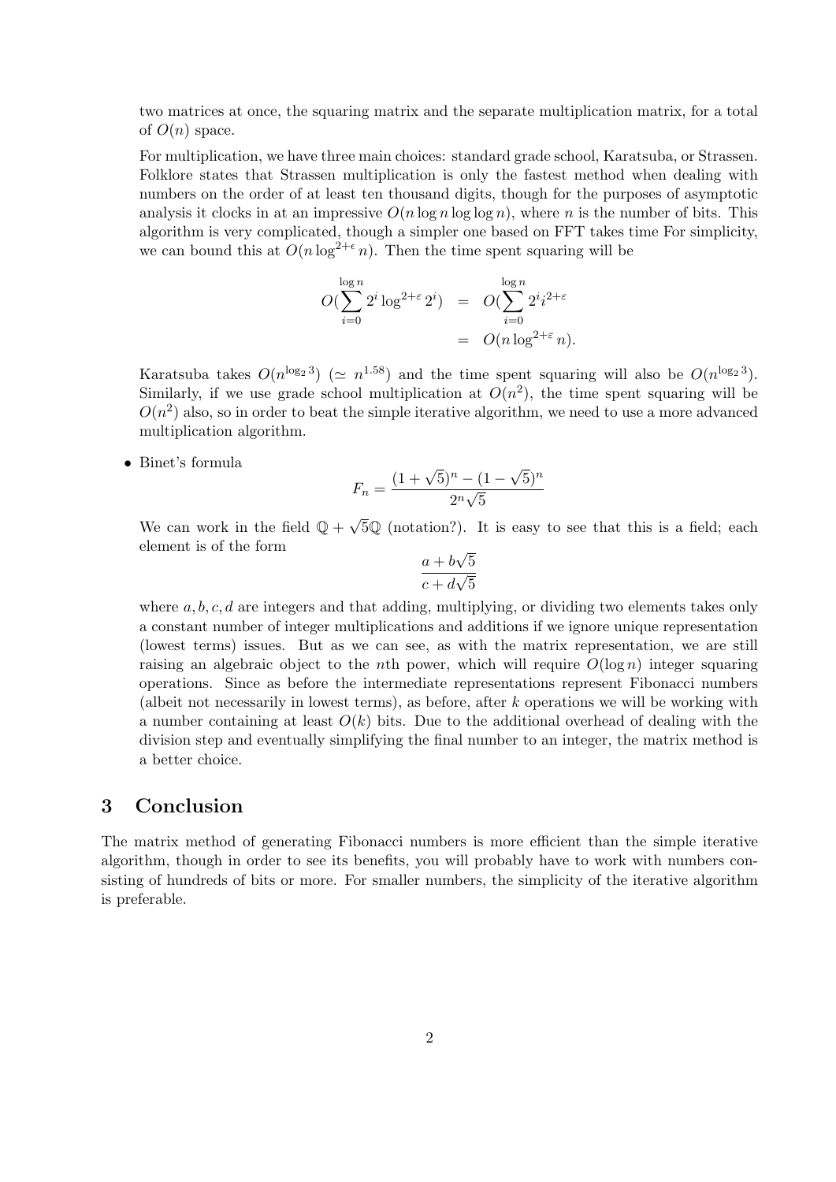two matrices at once, the squaring matrix and the separate multiplication matrix, for a total of $O(n)$ space.

For multiplication, we have three main choices: standard grade school, Karatsuba, or Strassen. Folklore states that Strassen multiplication is only the fastest method when dealing with numbers on the order of at least ten thousand digits, though for the purposes of asymptotic analysis it clocks in at an impressive $O(n \log n \log \log n)$, where $n$ is the number of bits. This algorithm is very complicated, though a simpler one based on FFT takes time For simplicity, we can bound this at $O(n \log^{2+\epsilon} n)$. Then the time spent squaring will be

$$
\begin{aligned}
O(\sum_{i=0}^{\log n} 2^i \log^{2+\varepsilon} 2^i) &= O(\sum_{i=0}^{\log n} 2^i i^{2+\varepsilon} \\
&= O(n \log^{2+\varepsilon} n).
\end{aligned}
$$

Karatsuba takes $O(n^{\log_2 3})$ ($\simeq n^{1.58}$) and the time spent squaring will also be $O(n^{\log_2 3})$. Similarly, if we use grade school multiplication at $O(n^2)$, the time spent squaring will be $O(n^2)$ also, so in order to beat the simple iterative algorithm, we need to use a more advanced multiplication algorithm.

- Binet's formula

$$
F_n = \frac{(1+\sqrt{5})^n - (1-\sqrt{5})^n}{2^n \sqrt{5}}
$$

We can work in the field $\mathbb{Q} + \sqrt{5}\mathbb{Q}$ (notation?). It is easy to see that this is a field; each element is of the form

$$
\frac{a + b\sqrt{5}}{c + d\sqrt{5}}
$$

where $a, b, c, d$ are integers and that adding, multiplying, or dividing two elements takes only a constant number of integer multiplications and additions if we ignore unique representation (lowest terms) issues. But as we can see, as with the matrix representation, we are still raising an algebraic object to the $n$th power, which will require $O(\log n)$ integer squaring operations. Since as before the intermediate representations represent Fibonacci numbers (albeit not necessarily in lowest terms), as before, after $k$ operations we will be working with a number containing at least $O(k)$ bits. Due to the additional overhead of dealing with the division step and eventually simplifying the final number to an integer, the matrix method is a better choice.

## 3 Conclusion

The matrix method of generating Fibonacci numbers is more efficient than the simple iterative algorithm, though in order to see its benefits, you will probably have to work with numbers consisting of hundreds of bits or more. For smaller numbers, the simplicity of the iterative algorithm is preferable.